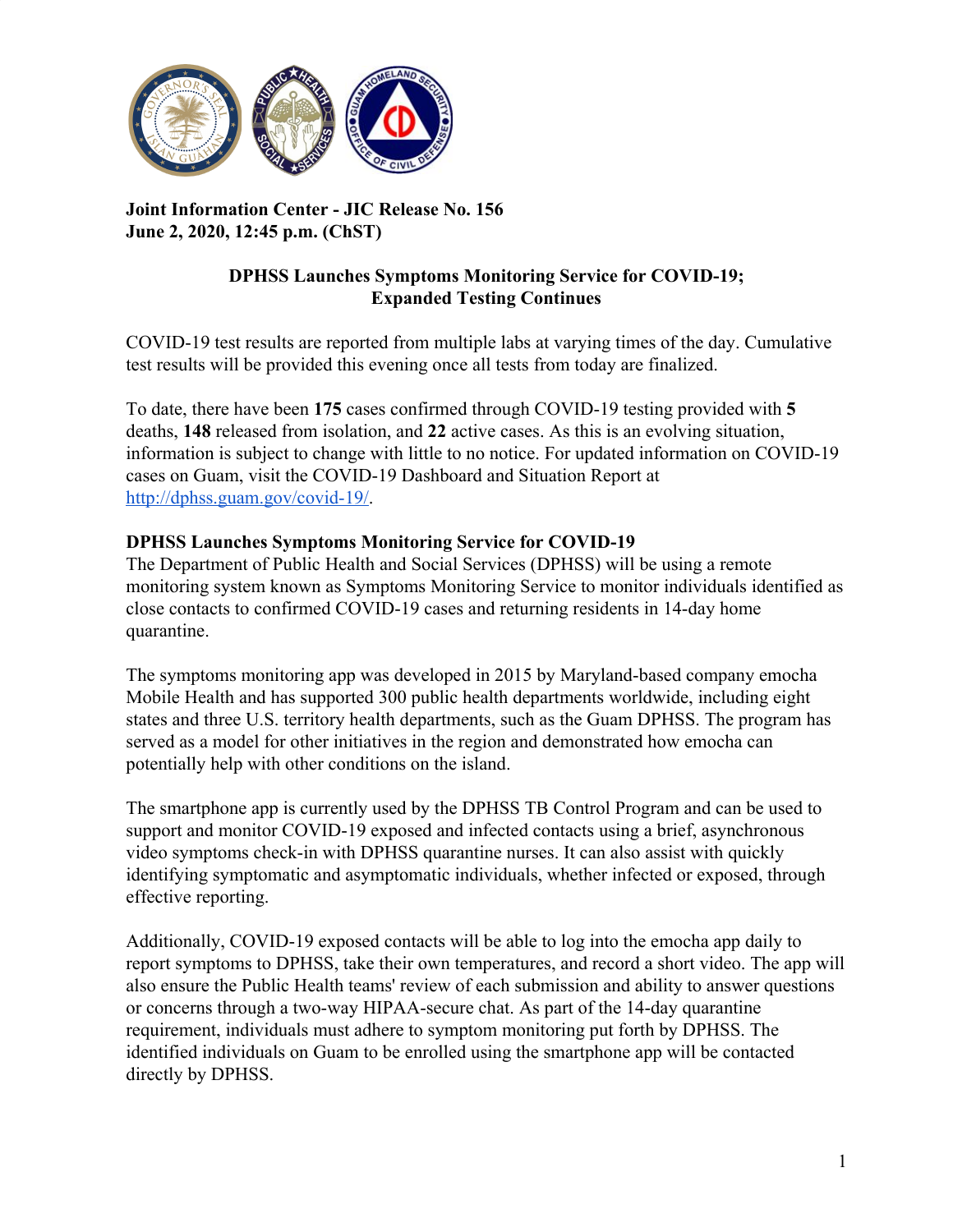**Joint Information Center - JIC Release No. 156**
**June 2, 2020, 12:45 p.m. (ChST)**

## DPHSS Launches Symptoms Monitoring Service for COVID-19; Expanded Testing Continues

COVID-19 test results are reported from multiple labs at varying times of the day. Cumulative test results will be provided this evening once all tests from today are finalized.

To date, there have been **175** cases confirmed through COVID-19 testing provided with **5** deaths, **148** released from isolation, and **22** active cases. As this is an evolving situation, information is subject to change with little to no notice. For updated information on COVID-19 cases on Guam, visit the COVID-19 Dashboard and Situation Report at [http://dphss.guam.gov/covid-19/](http://dphss.guam.gov/covid-19/).

### DPHSS Launches Symptoms Monitoring Service for COVID-19

The Department of Public Health and Social Services (DPHSS) will be using a remote monitoring system known as Symptoms Monitoring Service to monitor individuals identified as close contacts to confirmed COVID-19 cases and returning residents in 14-day home quarantine.

The symptoms monitoring app was developed in 2015 by Maryland-based company emocha Mobile Health and has supported 300 public health departments worldwide, including eight states and three U.S. territory health departments, such as the Guam DPHSS. The program has served as a model for other initiatives in the region and demonstrated how emocha can potentially help with other conditions on the island.

The smartphone app is currently used by the DPHSS TB Control Program and can be used to support and monitor COVID-19 exposed and infected contacts using a brief, asynchronous video symptoms check-in with DPHSS quarantine nurses. It can also assist with quickly identifying symptomatic and asymptomatic individuals, whether infected or exposed, through effective reporting.

Additionally, COVID-19 exposed contacts will be able to log into the emocha app daily to report symptoms to DPHSS, take their own temperatures, and record a short video. The app will also ensure the Public Health teams' review of each submission and ability to answer questions or concerns through a two-way HIPAA-secure chat. As part of the 14-day quarantine requirement, individuals must adhere to symptom monitoring put forth by DPHSS. The identified individuals on Guam to be enrolled using the smartphone app will be contacted directly by DPHSS.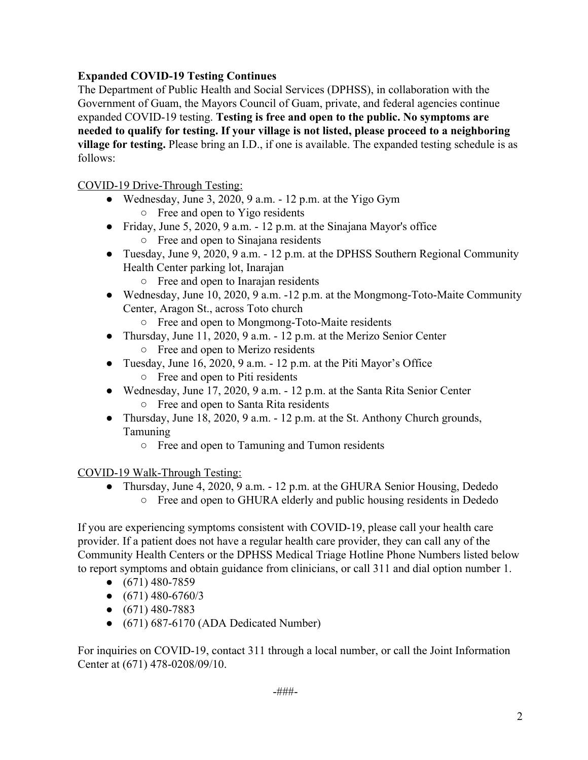**Expanded COVID-19 Testing Continues**

The Department of Public Health and Social Services (DPHSS), in collaboration with the Government of Guam, the Mayors Council of Guam, private, and federal agencies continue expanded COVID-19 testing. **Testing is free and open to the public. No symptoms are needed to qualify for testing. If your village is not listed, please proceed to a neighboring village for testing.** Please bring an I.D., if one is available. The expanded testing schedule is as follows:

<u>COVID-19 Drive-Through Testing:</u>

- Wednesday, June 3, 2020, 9 a.m. - 12 p.m. at the Yigo Gym
  - Free and open to Yigo residents
- Friday, June 5, 2020, 9 a.m. - 12 p.m. at the Sinajana Mayor's office
  - Free and open to Sinajana residents
- Tuesday, June 9, 2020, 9 a.m. - 12 p.m. at the DPHSS Southern Regional Community Health Center parking lot, Inarajan
  - Free and open to Inarajan residents
- Wednesday, June 10, 2020, 9 a.m. -12 p.m. at the Mongmong-Toto-Maite Community Center, Aragon St., across Toto church
  - Free and open to Mongmong-Toto-Maite residents
- Thursday, June 11, 2020, 9 a.m. - 12 p.m. at the Merizo Senior Center
  - Free and open to Merizo residents
- Tuesday, June 16, 2020, 9 a.m. - 12 p.m. at the Piti Mayor's Office
  - Free and open to Piti residents
- Wednesday, June 17, 2020, 9 a.m. - 12 p.m. at the Santa Rita Senior Center
  - Free and open to Santa Rita residents
- Thursday, June 18, 2020, 9 a.m. - 12 p.m. at the St. Anthony Church grounds, Tamuning
  - Free and open to Tamuning and Tumon residents

<u>COVID-19 Walk-Through Testing:</u>

- Thursday, June 4, 2020, 9 a.m. - 12 p.m. at the GHURA Senior Housing, Dededo
  - Free and open to GHURA elderly and public housing residents in Dededo

If you are experiencing symptoms consistent with COVID-19, please call your health care provider. If a patient does not have a regular health care provider, they can call any of the Community Health Centers or the DPHSS Medical Triage Hotline Phone Numbers listed below to report symptoms and obtain guidance from clinicians, or call 311 and dial option number 1.

- (671) 480-7859
- (671) 480-6760/3
- (671) 480-7883
- (671) 687-6170 (ADA Dedicated Number)

For inquiries on COVID-19, contact 311 through a local number, or call the Joint Information Center at (671) 478-0208/09/10.

-###-